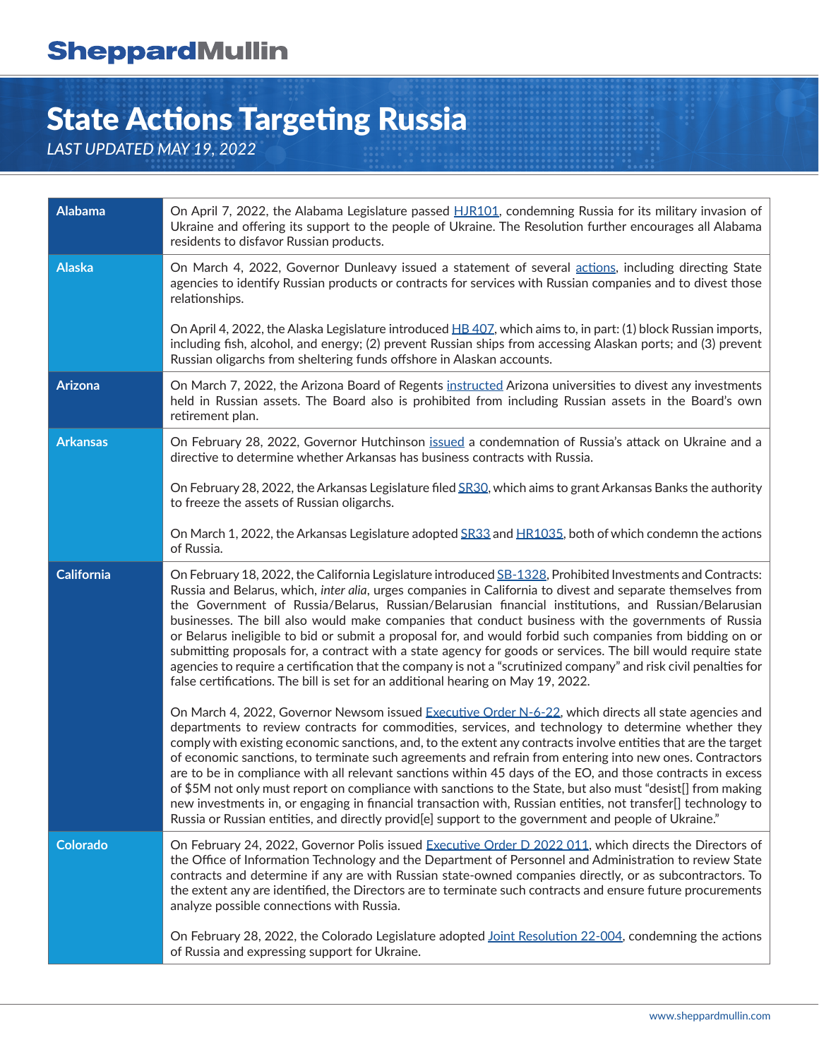# State Actions Targeting Russia

*LAST UPDATED MAY 19, 2022*

| State | Actions |
|---|---|
| **Alabama** | On April 7, 2022, the Alabama Legislature passed HJR101, condemning Russia for its military invasion of Ukraine and offering its support to the people of Ukraine. The Resolution further encourages all Alabama residents to disfavor Russian products. |
| **Alaska** | On March 4, 2022, Governor Dunleavy issued a statement of several actions, including directing State agencies to identify Russian products or contracts for services with Russian companies and to divest those relationships.<br><br>On April 4, 2022, the Alaska Legislature introduced HB 407, which aims to, in part: (1) block Russian imports, including fish, alcohol, and energy; (2) prevent Russian ships from accessing Alaskan ports; and (3) prevent Russian oligarchs from sheltering funds offshore in Alaskan accounts. |
| **Arizona** | On March 7, 2022, the Arizona Board of Regents instructed Arizona universities to divest any investments held in Russian assets. The Board also is prohibited from including Russian assets in the Board's own retirement plan. |
| **Arkansas** | On February 28, 2022, Governor Hutchinson issued a condemnation of Russia's attack on Ukraine and a directive to determine whether Arkansas has business contracts with Russia.<br><br>On February 28, 2022, the Arkansas Legislature filed SR30, which aims to grant Arkansas Banks the authority to freeze the assets of Russian oligarchs.<br><br>On March 1, 2022, the Arkansas Legislature adopted SR33 and HR1035, both of which condemn the actions of Russia. |
| **California** | On February 18, 2022, the California Legislature introduced SB-1328, Prohibited Investments and Contracts: Russia and Belarus, which, *inter alia*, urges companies in California to divest and separate themselves from the Government of Russia/Belarus, Russian/Belarusian financial institutions, and Russian/Belarusian businesses. The bill also would make companies that conduct business with the governments of Russia or Belarus ineligible to bid or submit a proposal for, and would forbid such companies from bidding on or submitting proposals for, a contract with a state agency for goods or services. The bill would require state agencies to require a certification that the company is not a "scrutinized company" and risk civil penalties for false certifications. The bill is set for an additional hearing on May 19, 2022.<br><br>On March 4, 2022, Governor Newsom issued Executive Order N-6-22, which directs all state agencies and departments to review contracts for commodities, services, and technology to determine whether they comply with existing economic sanctions, and, to the extent any contracts involve entities that are the target of economic sanctions, to terminate such agreements and refrain from entering into new ones. Contractors are to be in compliance with all relevant sanctions within 45 days of the EO, and those contracts in excess of $5M not only must report on compliance with sanctions to the State, but also must "desist[] from making new investments in, or engaging in financial transaction with, Russian entities, not transfer[] technology to Russia or Russian entities, and directly provid[e] support to the government and people of Ukraine." |
| **Colorado** | On February 24, 2022, Governor Polis issued Executive Order D 2022 011, which directs the Directors of the Office of Information Technology and the Department of Personnel and Administration to review State contracts and determine if any are with Russian state-owned companies directly, or as subcontractors. To the extent any are identified, the Directors are to terminate such contracts and ensure future procurements analyze possible connections with Russia.<br><br>On February 28, 2022, the Colorado Legislature adopted Joint Resolution 22-004, condemning the actions of Russia and expressing support for Ukraine. |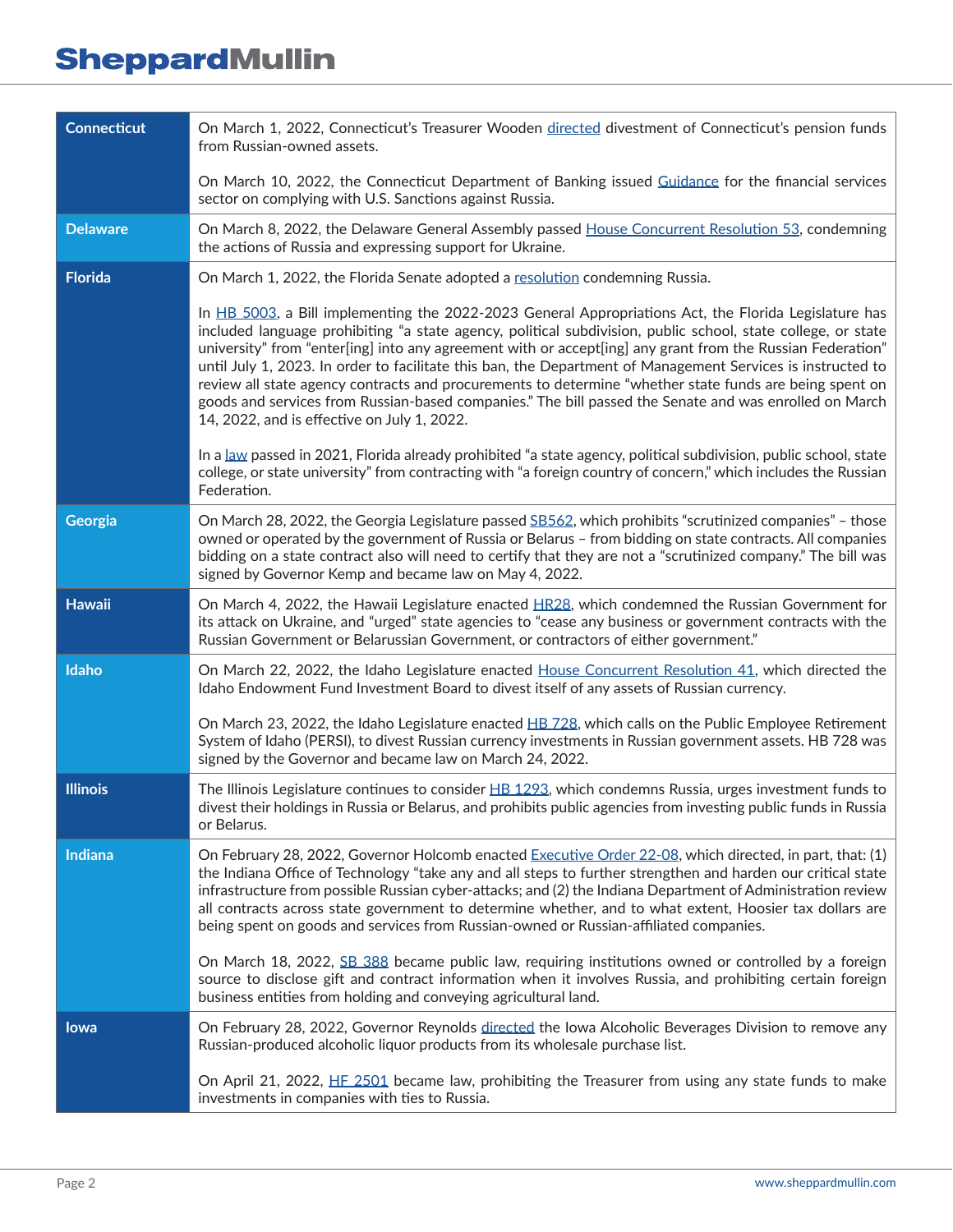| | |
|---|---|
| **Connecticut** | On March 1, 2022, Connecticut's Treasurer Wooden directed divestment of Connecticut's pension funds from Russian-owned assets.<br><br>On March 10, 2022, the Connecticut Department of Banking issued Guidance for the financial services sector on complying with U.S. Sanctions against Russia. |
| **Delaware** | On March 8, 2022, the Delaware General Assembly passed House Concurrent Resolution 53, condemning the actions of Russia and expressing support for Ukraine. |
| **Florida** | On March 1, 2022, the Florida Senate adopted a resolution condemning Russia.<br><br>In HB 5003, a Bill implementing the 2022-2023 General Appropriations Act, the Florida Legislature has included language prohibiting "a state agency, political subdivision, public school, state college, or state university" from "enter[ing] into any agreement with or accept[ing] any grant from the Russian Federation" until July 1, 2023. In order to facilitate this ban, the Department of Management Services is instructed to review all state agency contracts and procurements to determine "whether state funds are being spent on goods and services from Russian-based companies." The bill passed the Senate and was enrolled on March 14, 2022, and is effective on July 1, 2022.<br><br>In a law passed in 2021, Florida already prohibited "a state agency, political subdivision, public school, state college, or state university" from contracting with "a foreign country of concern," which includes the Russian Federation. |
| **Georgia** | On March 28, 2022, the Georgia Legislature passed SB562, which prohibits "scrutinized companies" – those owned or operated by the government of Russia or Belarus – from bidding on state contracts. All companies bidding on a state contract also will need to certify that they are not a "scrutinized company." The bill was signed by Governor Kemp and became law on May 4, 2022. |
| **Hawaii** | On March 4, 2022, the Hawaii Legislature enacted HR28, which condemned the Russian Government for its attack on Ukraine, and "urged" state agencies to "cease any business or government contracts with the Russian Government or Belarussian Government, or contractors of either government." |
| **Idaho** | On March 22, 2022, the Idaho Legislature enacted House Concurrent Resolution 41, which directed the Idaho Endowment Fund Investment Board to divest itself of any assets of Russian currency.<br><br>On March 23, 2022, the Idaho Legislature enacted HB 728, which calls on the Public Employee Retirement System of Idaho (PERSI), to divest Russian currency investments in Russian government assets. HB 728 was signed by the Governor and became law on March 24, 2022. |
| **Illinois** | The Illinois Legislature continues to consider HB 1293, which condemns Russia, urges investment funds to divest their holdings in Russia or Belarus, and prohibits public agencies from investing public funds in Russia or Belarus. |
| **Indiana** | On February 28, 2022, Governor Holcomb enacted Executive Order 22-08, which directed, in part, that: (1) the Indiana Office of Technology "take any and all steps to further strengthen and harden our critical state infrastructure from possible Russian cyber-attacks; and (2) the Indiana Department of Administration review all contracts across state government to determine whether, and to what extent, Hoosier tax dollars are being spent on goods and services from Russian-owned or Russian-affiliated companies.<br><br>On March 18, 2022, SB 388 became public law, requiring institutions owned or controlled by a foreign source to disclose gift and contract information when it involves Russia, and prohibiting certain foreign business entities from holding and conveying agricultural land. |
| **Iowa** | On February 28, 2022, Governor Reynolds directed the Iowa Alcoholic Beverages Division to remove any Russian-produced alcoholic liquor products from its wholesale purchase list.<br><br>On April 21, 2022, HF 2501 became law, prohibiting the Treasurer from using any state funds to make investments in companies with ties to Russia. |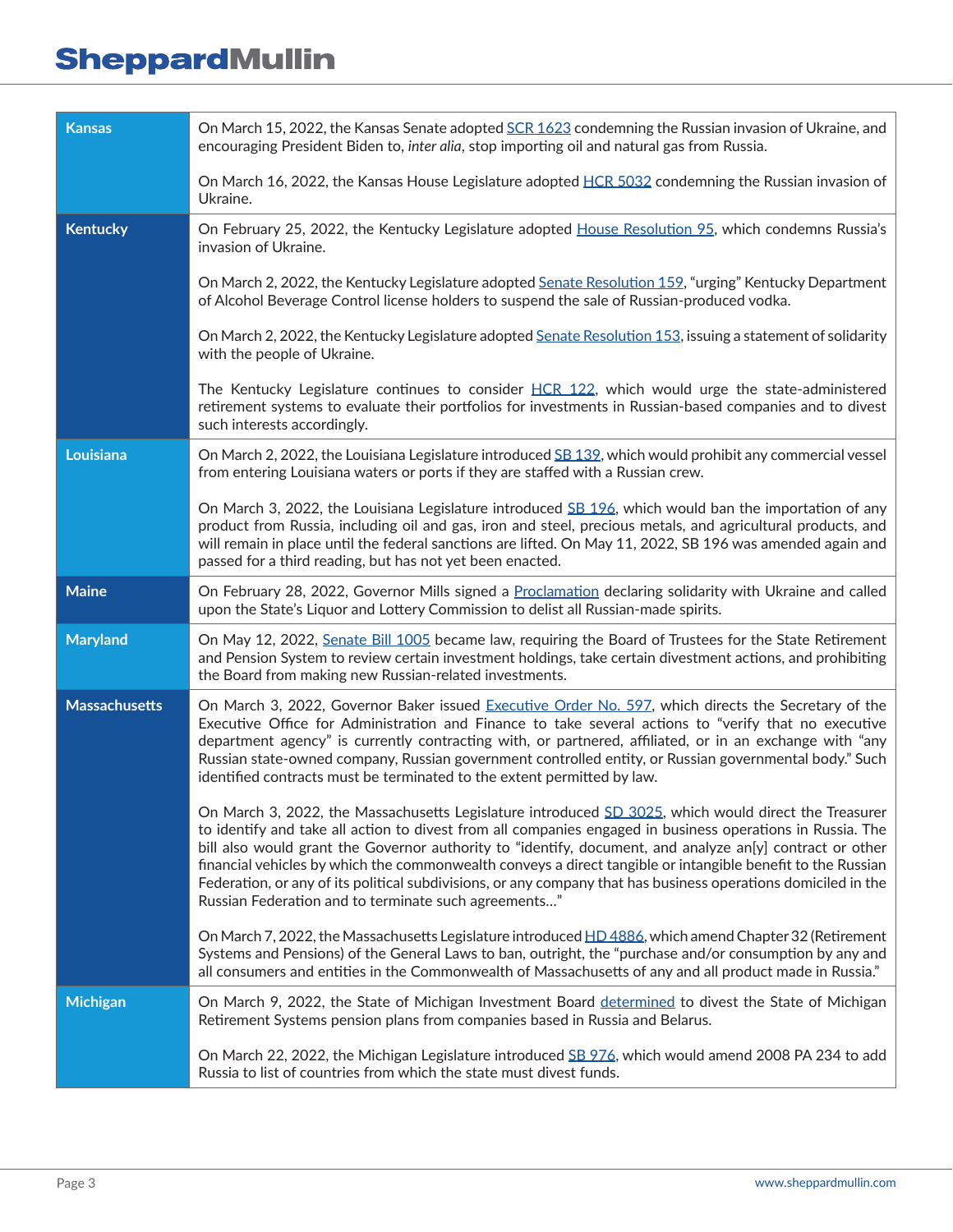| State | Action |
|---|---|
| **Kansas** | On March 15, 2022, the Kansas Senate adopted SCR 1623 condemning the Russian invasion of Ukraine, and encouraging President Biden to, *inter alia*, stop importing oil and natural gas from Russia.<br><br>On March 16, 2022, the Kansas House Legislature adopted HCR 5032 condemning the Russian invasion of Ukraine. |
| **Kentucky** | On February 25, 2022, the Kentucky Legislature adopted House Resolution 95, which condemns Russia's invasion of Ukraine.<br><br>On March 2, 2022, the Kentucky Legislature adopted Senate Resolution 159, "urging" Kentucky Department of Alcohol Beverage Control license holders to suspend the sale of Russian-produced vodka.<br><br>On March 2, 2022, the Kentucky Legislature adopted Senate Resolution 153, issuing a statement of solidarity with the people of Ukraine.<br><br>The Kentucky Legislature continues to consider HCR 122, which would urge the state-administered retirement systems to evaluate their portfolios for investments in Russian-based companies and to divest such interests accordingly. |
| **Louisiana** | On March 2, 2022, the Louisiana Legislature introduced SB 139, which would prohibit any commercial vessel from entering Louisiana waters or ports if they are staffed with a Russian crew.<br><br>On March 3, 2022, the Louisiana Legislature introduced SB 196, which would ban the importation of any product from Russia, including oil and gas, iron and steel, precious metals, and agricultural products, and will remain in place until the federal sanctions are lifted. On May 11, 2022, SB 196 was amended again and passed for a third reading, but has not yet been enacted. |
| **Maine** | On February 28, 2022, Governor Mills signed a Proclamation declaring solidarity with Ukraine and called upon the State's Liquor and Lottery Commission to delist all Russian-made spirits. |
| **Maryland** | On May 12, 2022, Senate Bill 1005 became law, requiring the Board of Trustees for the State Retirement and Pension System to review certain investment holdings, take certain divestment actions, and prohibiting the Board from making new Russian-related investments. |
| **Massachusetts** | On March 3, 2022, Governor Baker issued Executive Order No. 597, which directs the Secretary of the Executive Office for Administration and Finance to take several actions to "verify that no executive department agency" is currently contracting with, or partnered, affiliated, or in an exchange with "any Russian state-owned company, Russian government controlled entity, or Russian governmental body." Such identified contracts must be terminated to the extent permitted by law.<br><br>On March 3, 2022, the Massachusetts Legislature introduced SD 3025, which would direct the Treasurer to identify and take all action to divest from all companies engaged in business operations in Russia. The bill also would grant the Governor authority to "identify, document, and analyze an[y] contract or other financial vehicles by which the commonwealth conveys a direct tangible or intangible benefit to the Russian Federation, or any of its political subdivisions, or any company that has business operations domiciled in the Russian Federation and to terminate such agreements…"<br><br>On March 7, 2022, the Massachusetts Legislature introduced HD 4886, which amend Chapter 32 (Retirement Systems and Pensions) of the General Laws to ban, outright, the "purchase and/or consumption by any and all consumers and entities in the Commonwealth of Massachusetts of any and all product made in Russia." |
| **Michigan** | On March 9, 2022, the State of Michigan Investment Board determined to divest the State of Michigan Retirement Systems pension plans from companies based in Russia and Belarus.<br><br>On March 22, 2022, the Michigan Legislature introduced SB 976, which would amend 2008 PA 234 to add Russia to list of countries from which the state must divest funds. |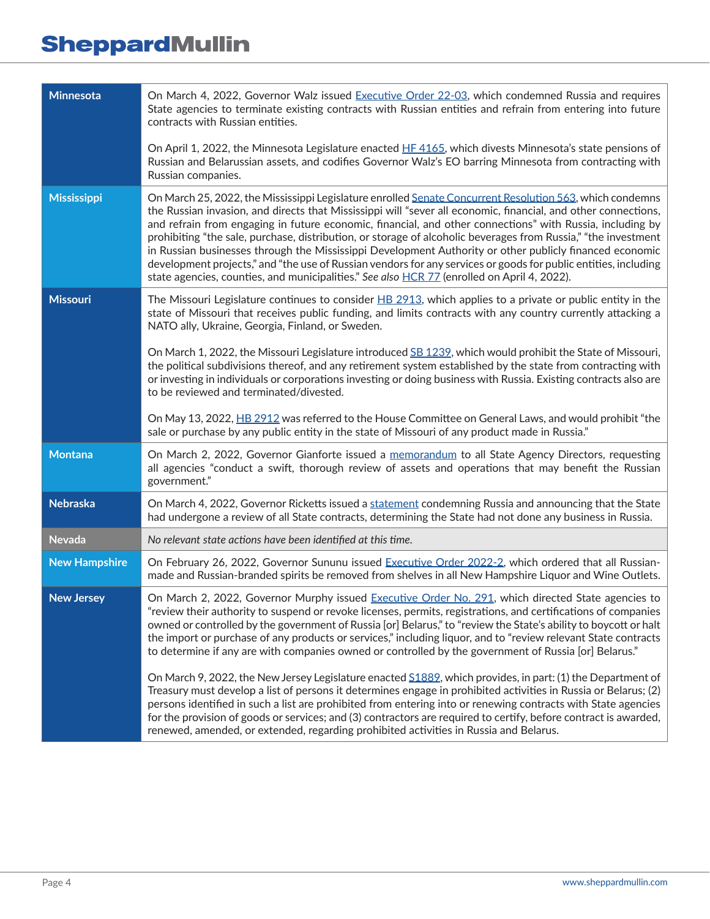| | |
|---|---|
| **Minnesota** | On March 4, 2022, Governor Walz issued Executive Order 22-03, which condemned Russia and requires State agencies to terminate existing contracts with Russian entities and refrain from entering into future contracts with Russian entities.<br><br>On April 1, 2022, the Minnesota Legislature enacted HF 4165, which divests Minnesota's state pensions of Russian and Belarussian assets, and codifies Governor Walz's EO barring Minnesota from contracting with Russian companies. |
| **Mississippi** | On March 25, 2022, the Mississippi Legislature enrolled Senate Concurrent Resolution 563, which condemns the Russian invasion, and directs that Mississippi will "sever all economic, financial, and other connections, and refrain from engaging in future economic, financial, and other connections" with Russia, including by prohibiting "the sale, purchase, distribution, or storage of alcoholic beverages from Russia," "the investment in Russian businesses through the Mississippi Development Authority or other publicly financed economic development projects," and "the use of Russian vendors for any services or goods for public entities, including state agencies, counties, and municipalities." *See also* HCR 77 (enrolled on April 4, 2022). |
| **Missouri** | The Missouri Legislature continues to consider HB 2913, which applies to a private or public entity in the state of Missouri that receives public funding, and limits contracts with any country currently attacking a NATO ally, Ukraine, Georgia, Finland, or Sweden.<br><br>On March 1, 2022, the Missouri Legislature introduced SB 1239, which would prohibit the State of Missouri, the political subdivisions thereof, and any retirement system established by the state from contracting with or investing in individuals or corporations investing or doing business with Russia. Existing contracts also are to be reviewed and terminated/divested.<br><br>On May 13, 2022, HB 2912 was referred to the House Committee on General Laws, and would prohibit "the sale or purchase by any public entity in the state of Missouri of any product made in Russia." |
| **Montana** | On March 2, 2022, Governor Gianforte issued a memorandum to all State Agency Directors, requesting all agencies "conduct a swift, thorough review of assets and operations that may benefit the Russian government." |
| **Nebraska** | On March 4, 2022, Governor Ricketts issued a statement condemning Russia and announcing that the State had undergone a review of all State contracts, determining the State had not done any business in Russia. |
| **Nevada** | *No relevant state actions have been identified at this time.* |
| **New Hampshire** | On February 26, 2022, Governor Sununu issued Executive Order 2022-2, which ordered that all Russian-made and Russian-branded spirits be removed from shelves in all New Hampshire Liquor and Wine Outlets. |
| **New Jersey** | On March 2, 2022, Governor Murphy issued Executive Order No. 291, which directed State agencies to "review their authority to suspend or revoke licenses, permits, registrations, and certifications of companies owned or controlled by the government of Russia [or] Belarus," to "review the State's ability to boycott or halt the import or purchase of any products or services," including liquor, and to "review relevant State contracts to determine if any are with companies owned or controlled by the government of Russia [or] Belarus."<br><br>On March 9, 2022, the New Jersey Legislature enacted S1889, which provides, in part: (1) the Department of Treasury must develop a list of persons it determines engage in prohibited activities in Russia or Belarus; (2) persons identified in such a list are prohibited from entering into or renewing contracts with State agencies for the provision of goods or services; and (3) contractors are required to certify, before contract is awarded, renewed, amended, or extended, regarding prohibited activities in Russia and Belarus. |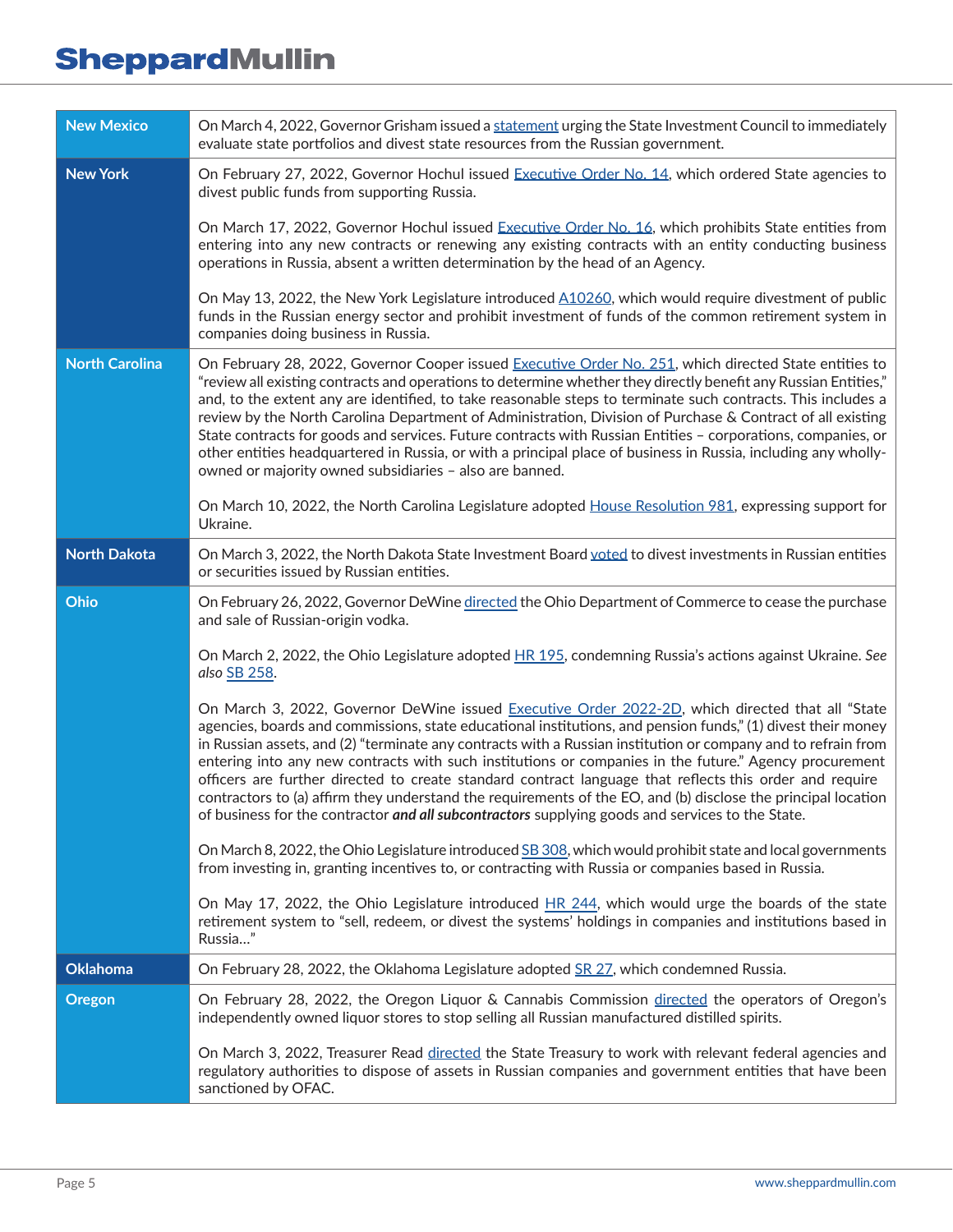| | |
|---|---|
| **New Mexico** | On March 4, 2022, Governor Grisham issued a statement urging the State Investment Council to immediately evaluate state portfolios and divest state resources from the Russian government. |
| **New York** | On February 27, 2022, Governor Hochul issued Executive Order No. 14, which ordered State agencies to divest public funds from supporting Russia.<br><br>On March 17, 2022, Governor Hochul issued Executive Order No. 16, which prohibits State entities from entering into any new contracts or renewing any existing contracts with an entity conducting business operations in Russia, absent a written determination by the head of an Agency.<br><br>On May 13, 2022, the New York Legislature introduced A10260, which would require divestment of public funds in the Russian energy sector and prohibit investment of funds of the common retirement system in companies doing business in Russia. |
| **North Carolina** | On February 28, 2022, Governor Cooper issued Executive Order No. 251, which directed State entities to "review all existing contracts and operations to determine whether they directly benefit any Russian Entities," and, to the extent any are identified, to take reasonable steps to terminate such contracts. This includes a review by the North Carolina Department of Administration, Division of Purchase & Contract of all existing State contracts for goods and services. Future contracts with Russian Entities – corporations, companies, or other entities headquartered in Russia, or with a principal place of business in Russia, including any wholly-owned or majority owned subsidiaries – also are banned.<br><br>On March 10, 2022, the North Carolina Legislature adopted House Resolution 981, expressing support for Ukraine. |
| **North Dakota** | On March 3, 2022, the North Dakota State Investment Board voted to divest investments in Russian entities or securities issued by Russian entities. |
| **Ohio** | On February 26, 2022, Governor DeWine directed the Ohio Department of Commerce to cease the purchase and sale of Russian-origin vodka.<br><br>On March 2, 2022, the Ohio Legislature adopted HR 195, condemning Russia's actions against Ukraine. *See also* SB 258.<br><br>On March 3, 2022, Governor DeWine issued Executive Order 2022-2D, which directed that all "State agencies, boards and commissions, state educational institutions, and pension funds," (1) divest their money in Russian assets, and (2) "terminate any contracts with a Russian institution or company and to refrain from entering into any new contracts with such institutions or companies in the future." Agency procurement officers are further directed to create standard contract language that reflects this order and require contractors to (a) affirm they understand the requirements of the EO, and (b) disclose the principal location of business for the contractor ***and all subcontractors*** supplying goods and services to the State.<br><br>On March 8, 2022, the Ohio Legislature introduced SB 308, which would prohibit state and local governments from investing in, granting incentives to, or contracting with Russia or companies based in Russia.<br><br>On May 17, 2022, the Ohio Legislature introduced HR 244, which would urge the boards of the state retirement system to "sell, redeem, or divest the systems' holdings in companies and institutions based in Russia…" |
| **Oklahoma** | On February 28, 2022, the Oklahoma Legislature adopted SR 27, which condemned Russia. |
| **Oregon** | On February 28, 2022, the Oregon Liquor & Cannabis Commission directed the operators of Oregon's independently owned liquor stores to stop selling all Russian manufactured distilled spirits.<br><br>On March 3, 2022, Treasurer Read directed the State Treasury to work with relevant federal agencies and regulatory authorities to dispose of assets in Russian companies and government entities that have been sanctioned by OFAC. |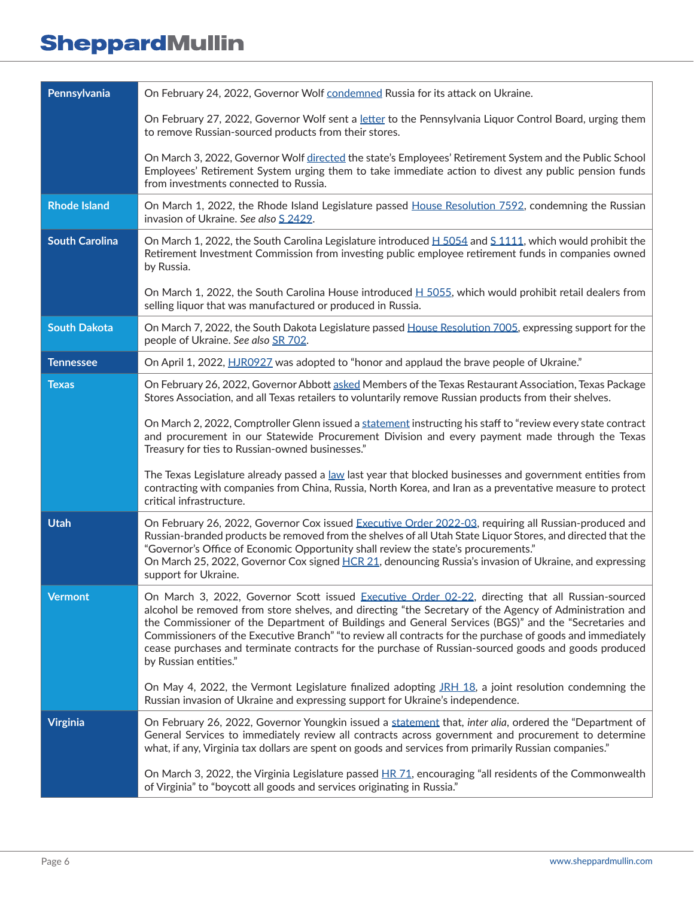| State | Actions |
|---|---|
| **Pennsylvania** | On February 24, 2022, Governor Wolf condemned Russia for its attack on Ukraine.<br><br>On February 27, 2022, Governor Wolf sent a letter to the Pennsylvania Liquor Control Board, urging them to remove Russian-sourced products from their stores.<br><br>On March 3, 2022, Governor Wolf directed the state's Employees' Retirement System and the Public School Employees' Retirement System urging them to take immediate action to divest any public pension funds from investments connected to Russia. |
| **Rhode Island** | On March 1, 2022, the Rhode Island Legislature passed House Resolution 7592, condemning the Russian invasion of Ukraine. *See also* S 2429. |
| **South Carolina** | On March 1, 2022, the South Carolina Legislature introduced H 5054 and S 1111, which would prohibit the Retirement Investment Commission from investing public employee retirement funds in companies owned by Russia.<br><br>On March 1, 2022, the South Carolina House introduced H 5055, which would prohibit retail dealers from selling liquor that was manufactured or produced in Russia. |
| **South Dakota** | On March 7, 2022, the South Dakota Legislature passed House Resolution 7005, expressing support for the people of Ukraine. *See also* SR 702. |
| **Tennessee** | On April 1, 2022, HJR0927 was adopted to "honor and applaud the brave people of Ukraine." |
| **Texas** | On February 26, 2022, Governor Abbott asked Members of the Texas Restaurant Association, Texas Package Stores Association, and all Texas retailers to voluntarily remove Russian products from their shelves.<br><br>On March 2, 2022, Comptroller Glenn issued a statement instructing his staff to "review every state contract and procurement in our Statewide Procurement Division and every payment made through the Texas Treasury for ties to Russian-owned businesses."<br><br>The Texas Legislature already passed a law last year that blocked businesses and government entities from contracting with companies from China, Russia, North Korea, and Iran as a preventative measure to protect critical infrastructure. |
| **Utah** | On February 26, 2022, Governor Cox issued Executive Order 2022-03, requiring all Russian-produced and Russian-branded products be removed from the shelves of all Utah State Liquor Stores, and directed that the "Governor's Office of Economic Opportunity shall review the state's procurements."<br>On March 25, 2022, Governor Cox signed HCR 21, denouncing Russia's invasion of Ukraine, and expressing support for Ukraine. |
| **Vermont** | On March 3, 2022, Governor Scott issued Executive Order 02-22, directing that all Russian-sourced alcohol be removed from store shelves, and directing "the Secretary of the Agency of Administration and the Commissioner of the Department of Buildings and General Services (BGS)" and the "Secretaries and Commissioners of the Executive Branch" "to review all contracts for the purchase of goods and immediately cease purchases and terminate contracts for the purchase of Russian-sourced goods and goods produced by Russian entities."<br><br>On May 4, 2022, the Vermont Legislature finalized adopting JRH 18, a joint resolution condemning the Russian invasion of Ukraine and expressing support for Ukraine's independence. |
| **Virginia** | On February 26, 2022, Governor Youngkin issued a statement that, *inter alia*, ordered the "Department of General Services to immediately review all contracts across government and procurement to determine what, if any, Virginia tax dollars are spent on goods and services from primarily Russian companies."<br><br>On March 3, 2022, the Virginia Legislature passed HR 71, encouraging "all residents of the Commonwealth of Virginia" to "boycott all goods and services originating in Russia." |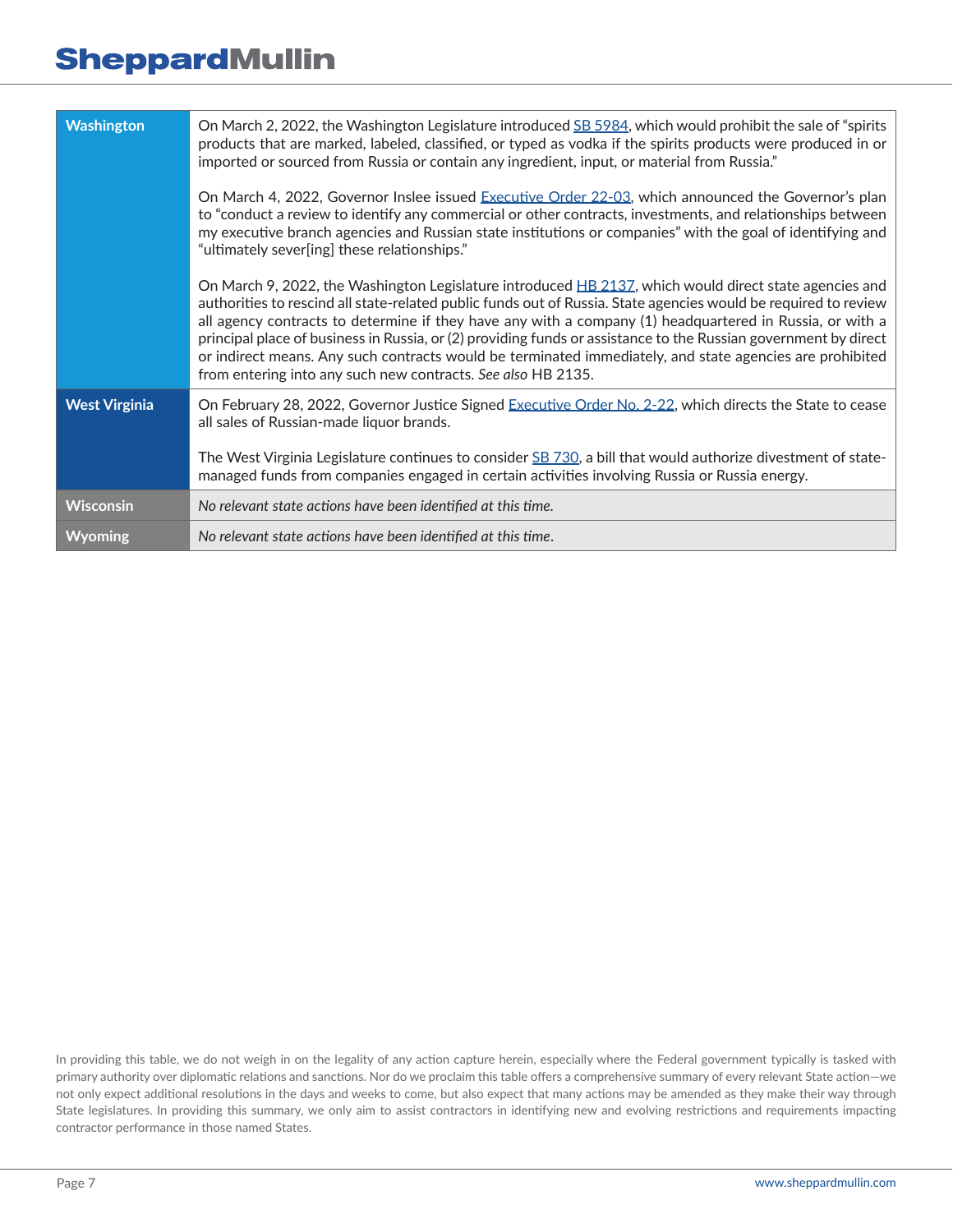| | |
|---|---|
| **Washington** | On March 2, 2022, the Washington Legislature introduced SB 5984, which would prohibit the sale of "spirits products that are marked, labeled, classified, or typed as vodka if the spirits products were produced in or imported or sourced from Russia or contain any ingredient, input, or material from Russia."<br><br>On March 4, 2022, Governor Inslee issued Executive Order 22-03, which announced the Governor's plan to "conduct a review to identify any commercial or other contracts, investments, and relationships between my executive branch agencies and Russian state institutions or companies" with the goal of identifying and "ultimately sever[ing] these relationships."<br><br>On March 9, 2022, the Washington Legislature introduced HB 2137, which would direct state agencies and authorities to rescind all state-related public funds out of Russia. State agencies would be required to review all agency contracts to determine if they have any with a company (1) headquartered in Russia, or with a principal place of business in Russia, or (2) providing funds or assistance to the Russian government by direct or indirect means. Any such contracts would be terminated immediately, and state agencies are prohibited from entering into any such new contracts. *See also* HB 2135. |
| **West Virginia** | On February 28, 2022, Governor Justice Signed Executive Order No. 2-22, which directs the State to cease all sales of Russian-made liquor brands.<br><br>The West Virginia Legislature continues to consider SB 730, a bill that would authorize divestment of state-managed funds from companies engaged in certain activities involving Russia or Russia energy. |
| **Wisconsin** | *No relevant state actions have been identified at this time.* |
| **Wyoming** | *No relevant state actions have been identified at this time.* |

In providing this table, we do not weigh in on the legality of any action capture herein, especially where the Federal government typically is tasked with primary authority over diplomatic relations and sanctions. Nor do we proclaim this table offers a comprehensive summary of every relevant State action—we not only expect additional resolutions in the days and weeks to come, but also expect that many actions may be amended as they make their way through State legislatures. In providing this summary, we only aim to assist contractors in identifying new and evolving restrictions and requirements impacting contractor performance in those named States.